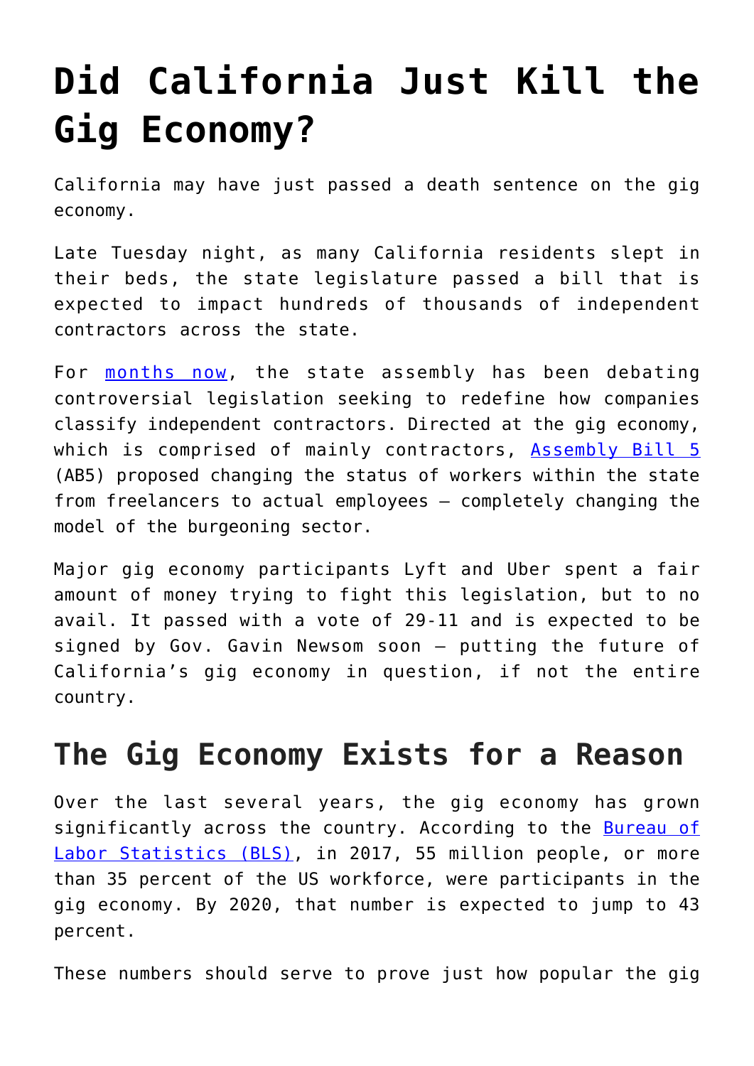# Did California Just Kill the Gig Economy?

California may have just passed a death sentence on the gig economy.

Late Tuesday night, as many California residents slept in their beds, the state legislature passed a bill that is expected to impact hundreds of thousands of independent contractors across the state.

For months now, the state assembly has been debating controversial legislation seeking to redefine how companies classify independent contractors. Directed at the gig economy, which is comprised of mainly contractors, Assembly Bill 5 (AB5) proposed changing the status of workers within the state from freelancers to actual employees – completely changing the model of the burgeoning sector.

Major gig economy participants Lyft and Uber spent a fair amount of money trying to fight this legislation, but to no avail. It passed with a vote of 29-11 and is expected to be signed by Gov. Gavin Newsom soon – putting the future of California's gig economy in question, if not the entire country.

## The Gig Economy Exists for a Reason

Over the last several years, the gig economy has grown significantly across the country. According to the Bureau of Labor Statistics (BLS), in 2017, 55 million people, or more than 35 percent of the US workforce, were participants in the gig economy. By 2020, that number is expected to jump to 43 percent.

These numbers should serve to prove just how popular the gig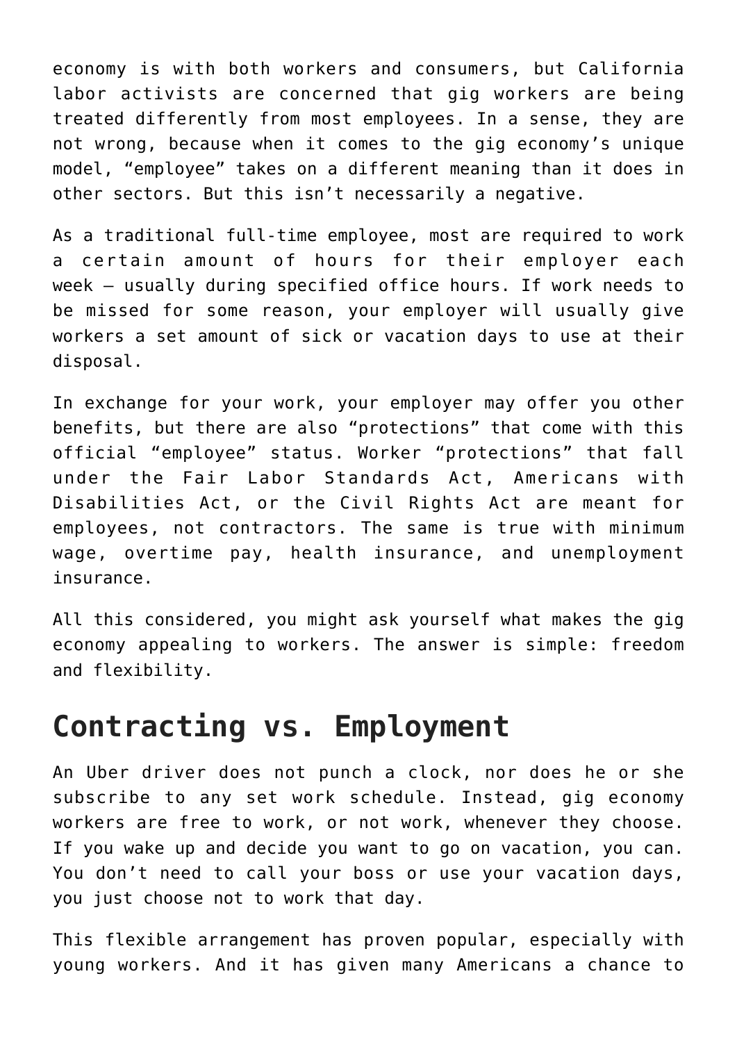economy is with both workers and consumers, but California labor activists are concerned that gig workers are being treated differently from most employees. In a sense, they are not wrong, because when it comes to the gig economy's unique model, "employee" takes on a different meaning than it does in other sectors. But this isn't necessarily a negative.

As a traditional full-time employee, most are required to work a certain amount of hours for their employer each week – usually during specified office hours. If work needs to be missed for some reason, your employer will usually give workers a set amount of sick or vacation days to use at their disposal.

In exchange for your work, your employer may offer you other benefits, but there are also "protections" that come with this official "employee" status. Worker "protections" that fall under the Fair Labor Standards Act, Americans with Disabilities Act, or the Civil Rights Act are meant for employees, not contractors. The same is true with minimum wage, overtime pay, health insurance, and unemployment insurance.

All this considered, you might ask yourself what makes the gig economy appealing to workers. The answer is simple: freedom and flexibility.

## Contracting vs. Employment

An Uber driver does not punch a clock, nor does he or she subscribe to any set work schedule. Instead, gig economy workers are free to work, or not work, whenever they choose. If you wake up and decide you want to go on vacation, you can. You don't need to call your boss or use your vacation days, you just choose not to work that day.

This flexible arrangement has proven popular, especially with young workers. And it has given many Americans a chance to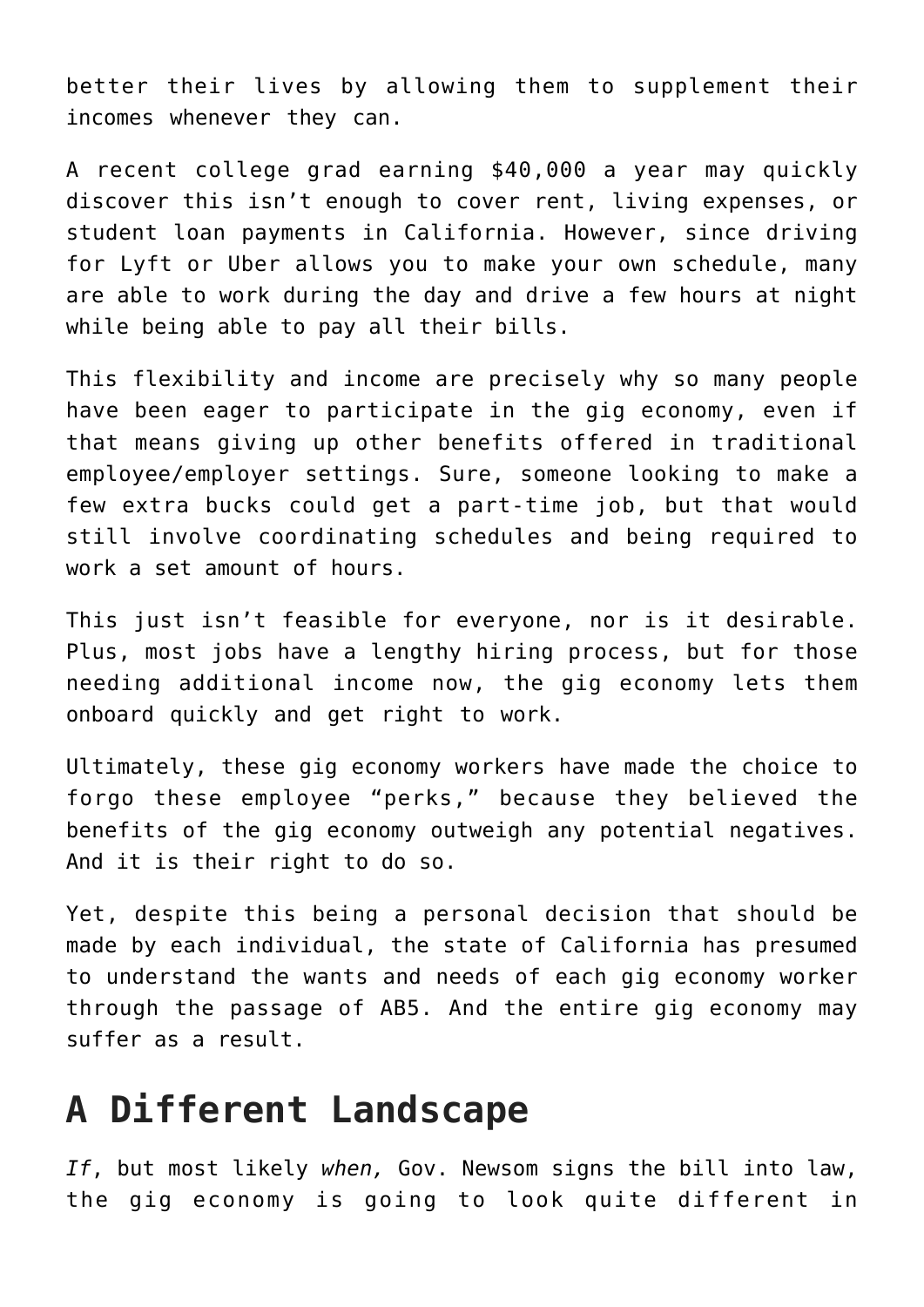better their lives by allowing them to supplement their incomes whenever they can.

A recent college grad earning $40,000 a year may quickly discover this isn't enough to cover rent, living expenses, or student loan payments in California. However, since driving for Lyft or Uber allows you to make your own schedule, many are able to work during the day and drive a few hours at night while being able to pay all their bills.

This flexibility and income are precisely why so many people have been eager to participate in the gig economy, even if that means giving up other benefits offered in traditional employee/employer settings. Sure, someone looking to make a few extra bucks could get a part-time job, but that would still involve coordinating schedules and being required to work a set amount of hours.

This just isn't feasible for everyone, nor is it desirable. Plus, most jobs have a lengthy hiring process, but for those needing additional income now, the gig economy lets them onboard quickly and get right to work.

Ultimately, these gig economy workers have made the choice to forgo these employee "perks," because they believed the benefits of the gig economy outweigh any potential negatives. And it is their right to do so.

Yet, despite this being a personal decision that should be made by each individual, the state of California has presumed to understand the wants and needs of each gig economy worker through the passage of AB5. And the entire gig economy may suffer as a result.

## A Different Landscape

*If*, but most likely *when,* Gov. Newsom signs the bill into law, the gig economy is going to look quite different in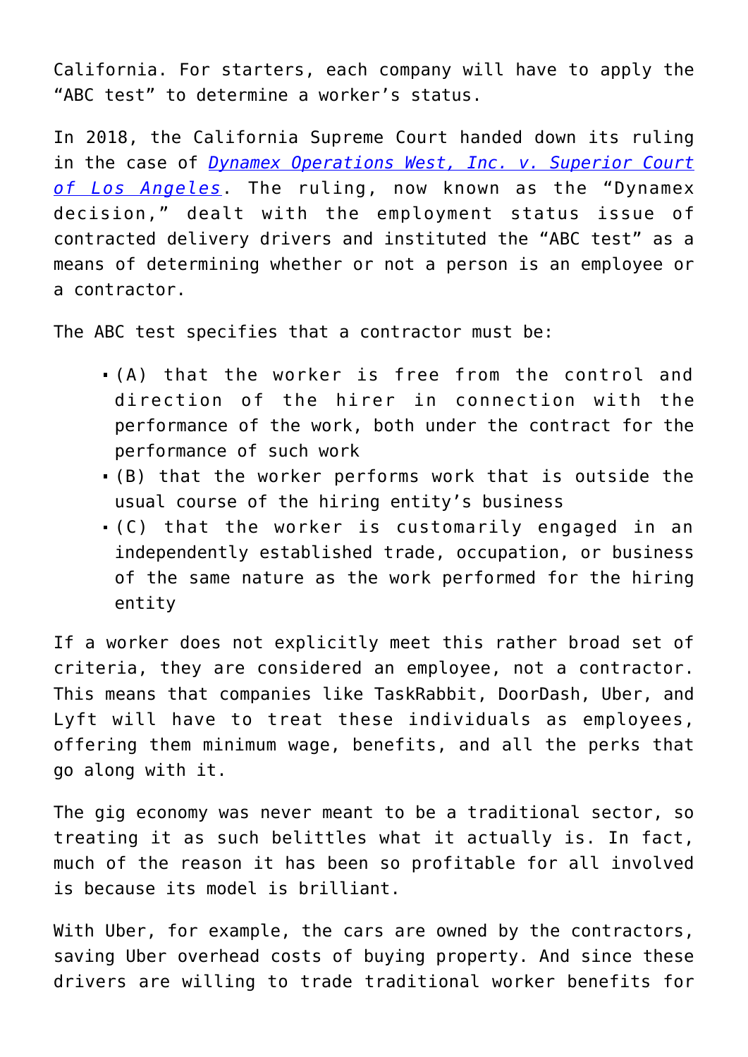California. For starters, each company will have to apply the "ABC test" to determine a worker's status.

In 2018, the California Supreme Court handed down its ruling in the case of *Dynamex Operations West, Inc. v. Superior Court of Los Angeles*. The ruling, now known as the "Dynamex decision," dealt with the employment status issue of contracted delivery drivers and instituted the "ABC test" as a means of determining whether or not a person is an employee or a contractor.

The ABC test specifies that a contractor must be:

- (A) that the worker is free from the control and direction of the hirer in connection with the performance of the work, both under the contract for the performance of such work
- (B) that the worker performs work that is outside the usual course of the hiring entity's business
- (C) that the worker is customarily engaged in an independently established trade, occupation, or business of the same nature as the work performed for the hiring entity

If a worker does not explicitly meet this rather broad set of criteria, they are considered an employee, not a contractor. This means that companies like TaskRabbit, DoorDash, Uber, and Lyft will have to treat these individuals as employees, offering them minimum wage, benefits, and all the perks that go along with it.

The gig economy was never meant to be a traditional sector, so treating it as such belittles what it actually is. In fact, much of the reason it has been so profitable for all involved is because its model is brilliant.

With Uber, for example, the cars are owned by the contractors, saving Uber overhead costs of buying property. And since these drivers are willing to trade traditional worker benefits for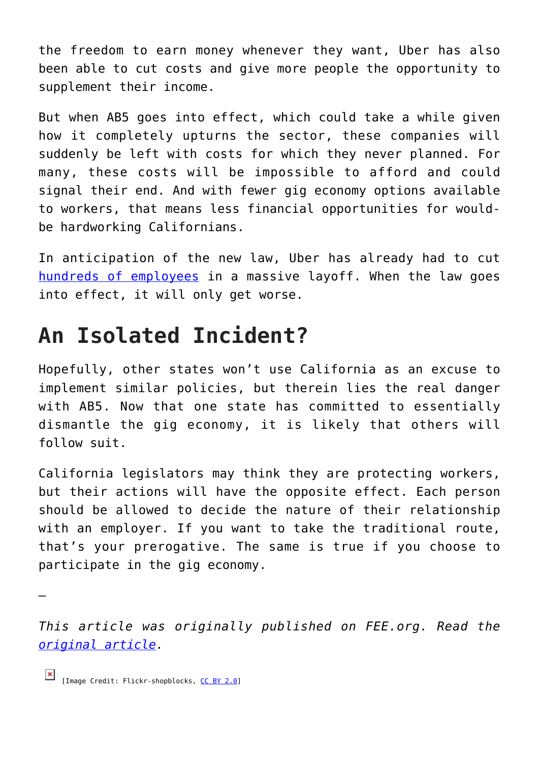the freedom to earn money whenever they want, Uber has also been able to cut costs and give more people the opportunity to supplement their income.

But when AB5 goes into effect, which could take a while given how it completely upturns the sector, these companies will suddenly be left with costs for which they never planned. For many, these costs will be impossible to afford and could signal their end. And with fewer gig economy options available to workers, that means less financial opportunities for would-be hardworking Californians.

In anticipation of the new law, Uber has already had to cut hundreds of employees in a massive layoff. When the law goes into effect, it will only get worse.

## An Isolated Incident?

Hopefully, other states won't use California as an excuse to implement similar policies, but therein lies the real danger with AB5. Now that one state has committed to essentially dismantle the gig economy, it is likely that others will follow suit.

California legislators may think they are protecting workers, but their actions will have the opposite effect. Each person should be allowed to decide the nature of their relationship with an employer. If you want to take the traditional route, that's your prerogative. The same is true if you choose to participate in the gig economy.

—

*This article was originally published on FEE.org. Read the original article.*

[Image Credit: Flickr-shopblocks, CC BY 2.0]